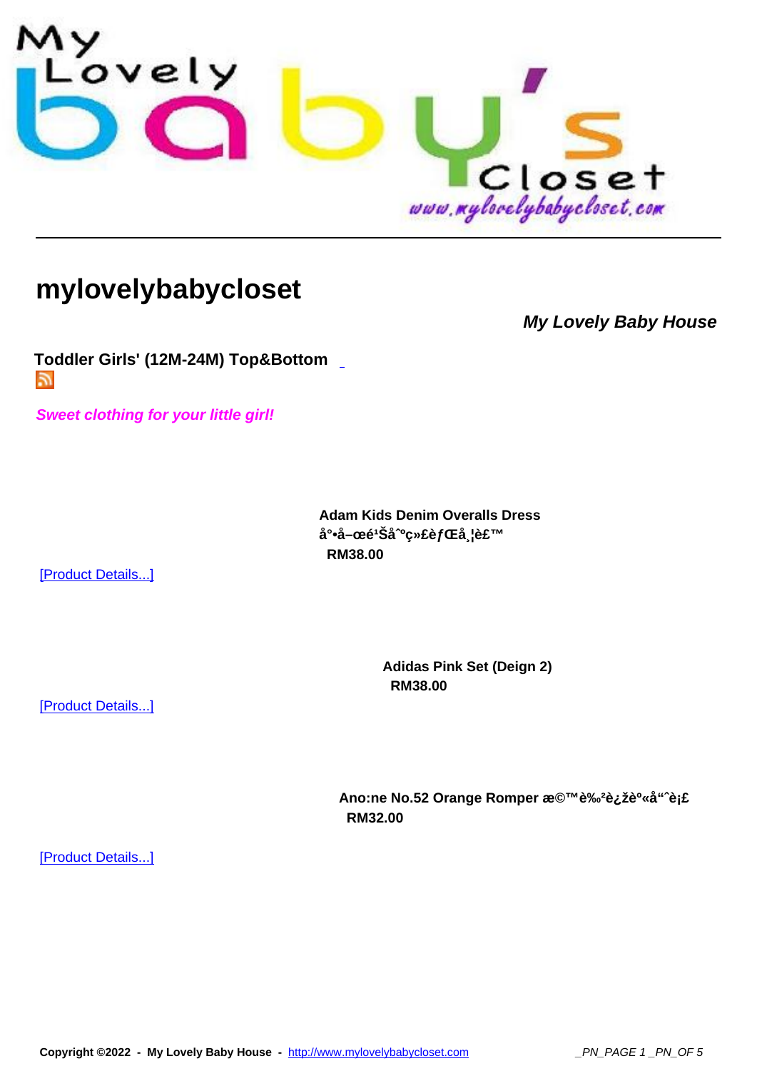# mylovelybabycloset

***My Lovely Baby House***

**Toddler Girls' (12M-24M) Top&Bottom**

***Sweet clothing for your little girl!***

**Adam Kids Denim Overalls Dress å°•å–œé¹Šå˜ç»£èƒŒå¸¦è£™**
**RM38.00**

[Product Details...]

**Adidas Pink Set (Deign 2)**
**RM38.00**

[Product Details...]

**Ano:ne No.52 Orange Romper æ©™è‰²è¿žè°«å“ˆè¡£**
**RM32.00**

[Product Details...]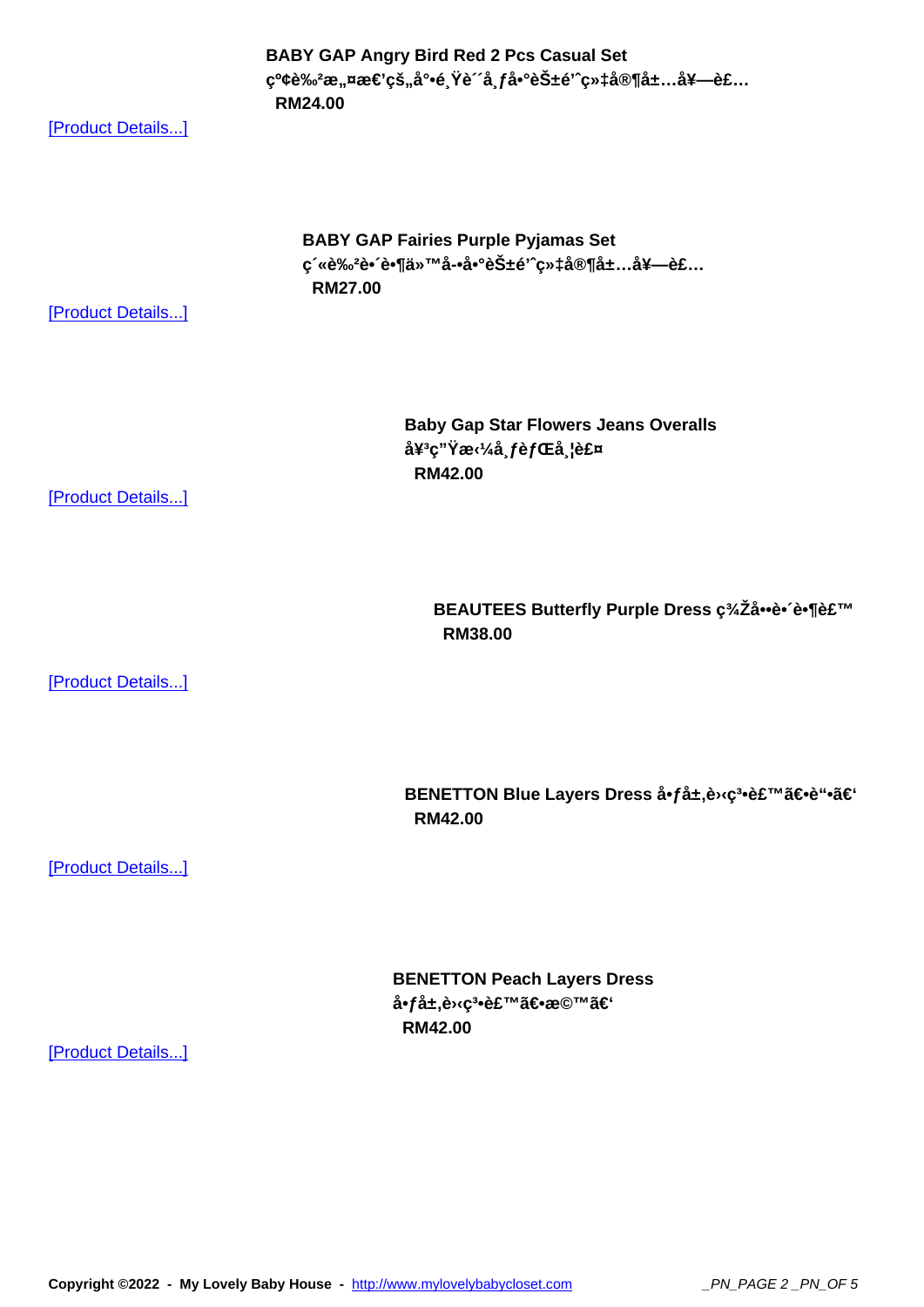**BABY GAP Angry Bird Red 2 Pcs Casual Set**
**ç°¢è‰²æ„¤æ€'çš„å°•é¸Ÿè´´å¸ƒå•°èŠ±é'ˆç»‡å®¶å±…å¥—è£…**
**RM24.00**

[Product Details...]

**BABY GAP Fairies Purple Pyjamas Set**
**ç´«è‰²è•´è•¶ä»™å-•å•°èŠ±é'ˆç»‡å®¶å±…å¥—è£…**
**RM27.00**

[Product Details...]

**Baby Gap Star Flowers Jeans Overalls**
**å¥³ç"Ÿæ‹¼å¸ƒèƒŒå¸¦è£¤**
**RM42.00**

[Product Details...]

**BEAUTEES Butterfly Purple Dress ç¾Žå••è•´è•¶è£™**
**RM38.00**

[Product Details...]

**BENETTON Blue Layers Dress å•ƒå±‚è›‹ç³•è£™ã€•è"•ã€'**
**RM42.00**

[Product Details...]

**BENETTON Peach Layers Dress**
**å•ƒå±‚è›‹ç³•è£™ã€•æ©™ã€'**
**RM42.00**

[Product Details...]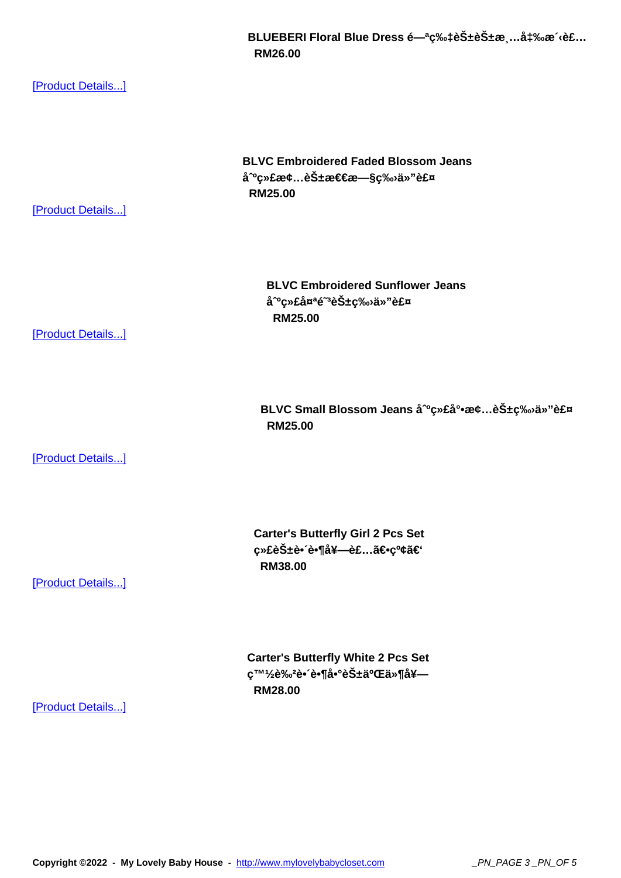**BLUEBERI Floral Blue Dress é—ªç‰‡èŠ±èŠ±æ¸…å‡‰æ´‹è£…**
**RM26.00**

[Product Details...]

**BLVC Embroidered Faded Blossom Jeans**
**åˆºç»£æ¢…èŠ±æ€€æ—§ç‰›ä»”è£¤**
**RM25.00**

[Product Details...]

**BLVC Embroidered Sunflower Jeans**
**åˆºç»£å¤ªé˜³èŠ±ç‰›ä»”è£¤**
**RM25.00**

[Product Details...]

**BLVC Small Blossom Jeans åˆºç»£å°•æ¢…èŠ±ç‰›ä»”è£¤**
**RM25.00**

[Product Details...]

**Carter's Butterfly Girl 2 Pcs Set**
**ç»£èŠ±è•´è•¶å¥—è£…ã€•ç²‰ã€‘**
**RM38.00**

[Product Details...]

**Carter's Butterfly White 2 Pcs Set**
**ç™½è‰²è•´è•¶å•°èŠ±äºŒä»¶å¥—**
**RM28.00**

[Product Details...]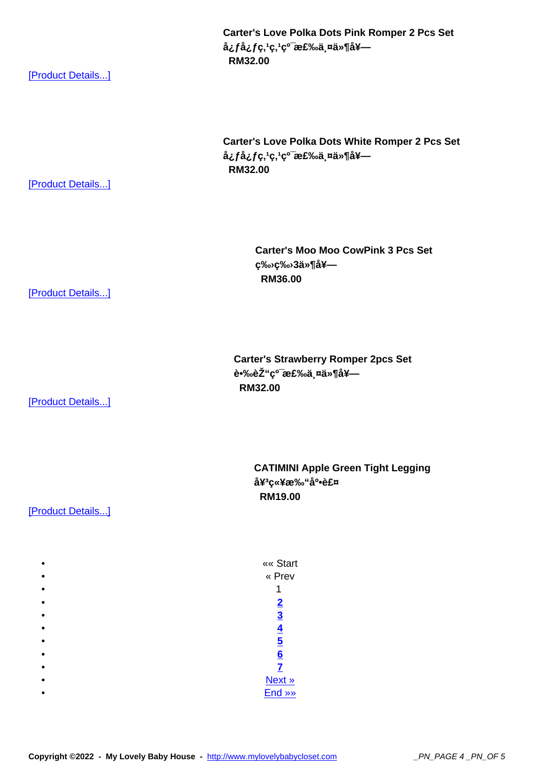**Carter's Love Polka Dots Pink Romper 2 Pcs Set**
**å¿ƒå¿ƒç‚¹ç‚¹ç²‰æ£‰ä¸¤ä»¶å¥—**
**RM32.00**

[Product Details...]

**Carter's Love Polka Dots White Romper 2 Pcs Set**
**å¿ƒå¿ƒç‚¹ç‚¹ç²‰æ£‰ä¸¤ä»¶å¥—**
**RM32.00**

[Product Details...]

**Carter's Moo Moo CowPink 3 Pcs Set**
**ç‰›ç‰›3ä»¶å¥—**
**RM36.00**

[Product Details...]

**Carter's Strawberry Romper 2pcs Set**
**è•‰èŽ“ç²‰æ£‰ä¸¤ä»¶å¥—**
**RM32.00**

[Product Details...]

**CATIMINI Apple Green Tight Legging**
**å¥³ç«¥æ‰“åº•è£¤**
**RM19.00**

[Product Details...]

- «« Start
- « Prev
- 1
- **2**
- **3**
- **4**
- **5**
- **6**
- **7**
- Next »
- End »»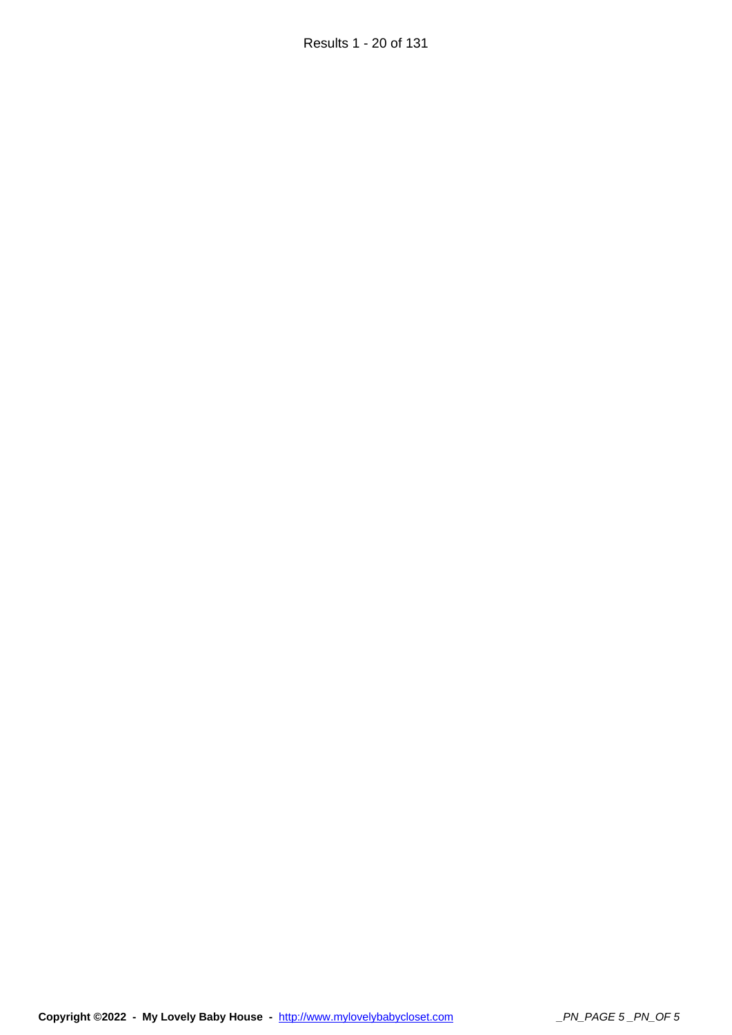Results 1 - 20 of 131